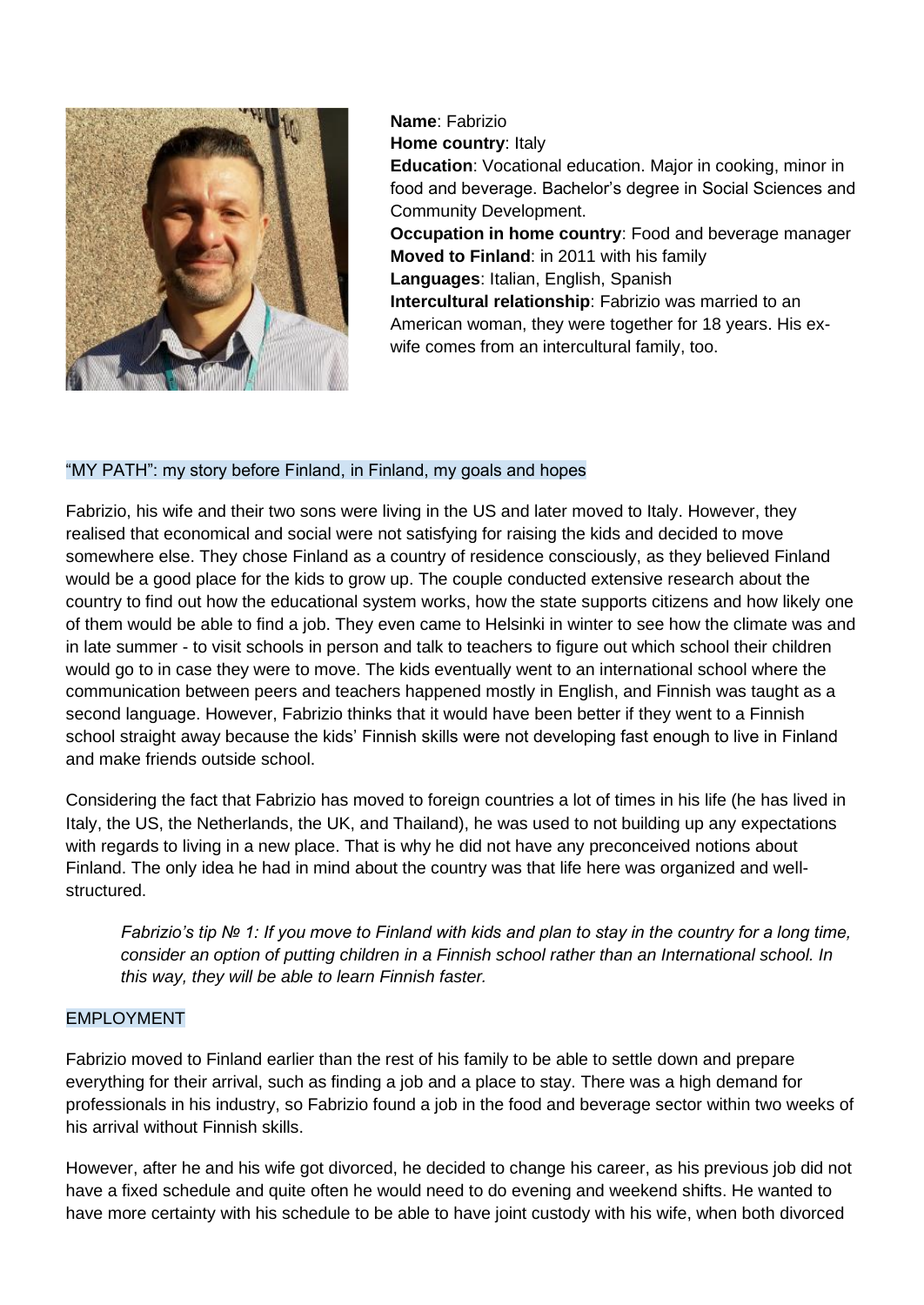**Name**: Fabrizio
**Home country**: Italy
**Education**: Vocational education. Major in cooking, minor in food and beverage. Bachelor's degree in Social Sciences and Community Development.
**Occupation in home country**: Food and beverage manager
**Moved to Finland**: in 2011 with his family
**Languages**: Italian, English, Spanish
**Intercultural relationship**: Fabrizio was married to an American woman, they were together for 18 years. His ex-wife comes from an intercultural family, too.

## "MY PATH": my story before Finland, in Finland, my goals and hopes

Fabrizio, his wife and their two sons were living in the US and later moved to Italy. However, they realised that economical and social were not satisfying for raising the kids and decided to move somewhere else. They chose Finland as a country of residence consciously, as they believed Finland would be a good place for the kids to grow up. The couple conducted extensive research about the country to find out how the educational system works, how the state supports citizens and how likely one of them would be able to find a job. They even came to Helsinki in winter to see how the climate was and in late summer - to visit schools in person and talk to teachers to figure out which school their children would go to in case they were to move. The kids eventually went to an international school where the communication between peers and teachers happened mostly in English, and Finnish was taught as a second language. However, Fabrizio thinks that it would have been better if they went to a Finnish school straight away because the kids' Finnish skills were not developing fast enough to live in Finland and make friends outside school.

Considering the fact that Fabrizio has moved to foreign countries a lot of times in his life (he has lived in Italy, the US, the Netherlands, the UK, and Thailand), he was used to not building up any expectations with regards to living in a new place. That is why he did not have any preconceived notions about Finland. The only idea he had in mind about the country was that life here was organized and well-structured.

> *Fabrizio's tip № 1: If you move to Finland with kids and plan to stay in the country for a long time, consider an option of putting children in a Finnish school rather than an International school. In this way, they will be able to learn Finnish faster.*

## EMPLOYMENT

Fabrizio moved to Finland earlier than the rest of his family to be able to settle down and prepare everything for their arrival, such as finding a job and a place to stay. There was a high demand for professionals in his industry, so Fabrizio found a job in the food and beverage sector within two weeks of his arrival without Finnish skills.

However, after he and his wife got divorced, he decided to change his career, as his previous job did not have a fixed schedule and quite often he would need to do evening and weekend shifts. He wanted to have more certainty with his schedule to be able to have joint custody with his wife, when both divorced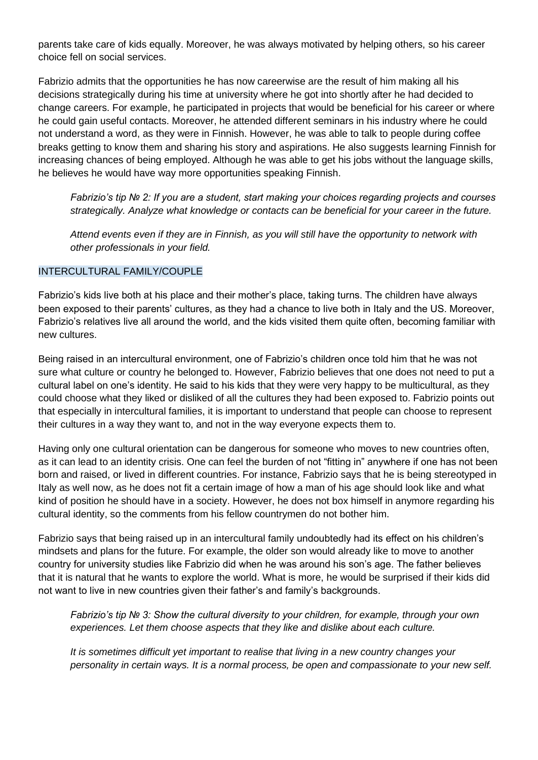parents take care of kids equally. Moreover, he was always motivated by helping others, so his career choice fell on social services.

Fabrizio admits that the opportunities he has now careerwise are the result of him making all his decisions strategically during his time at university where he got into shortly after he had decided to change careers. For example, he participated in projects that would be beneficial for his career or where he could gain useful contacts. Moreover, he attended different seminars in his industry where he could not understand a word, as they were in Finnish. However, he was able to talk to people during coffee breaks getting to know them and sharing his story and aspirations. He also suggests learning Finnish for increasing chances of being employed. Although he was able to get his jobs without the language skills, he believes he would have way more opportunities speaking Finnish.

> *Fabrizio's tip № 2: If you are a student, start making your choices regarding projects and courses strategically. Analyze what knowledge or contacts can be beneficial for your career in the future.*
>
> *Attend events even if they are in Finnish, as you will still have the opportunity to network with other professionals in your field.*

## INTERCULTURAL FAMILY/COUPLE

Fabrizio's kids live both at his place and their mother's place, taking turns. The children have always been exposed to their parents' cultures, as they had a chance to live both in Italy and the US. Moreover, Fabrizio's relatives live all around the world, and the kids visited them quite often, becoming familiar with new cultures.

Being raised in an intercultural environment, one of Fabrizio's children once told him that he was not sure what culture or country he belonged to. However, Fabrizio believes that one does not need to put a cultural label on one's identity. He said to his kids that they were very happy to be multicultural, as they could choose what they liked or disliked of all the cultures they had been exposed to. Fabrizio points out that especially in intercultural families, it is important to understand that people can choose to represent their cultures in a way they want to, and not in the way everyone expects them to.

Having only one cultural orientation can be dangerous for someone who moves to new countries often, as it can lead to an identity crisis. One can feel the burden of not "fitting in" anywhere if one has not been born and raised, or lived in different countries. For instance, Fabrizio says that he is being stereotyped in Italy as well now, as he does not fit a certain image of how a man of his age should look like and what kind of position he should have in a society. However, he does not box himself in anymore regarding his cultural identity, so the comments from his fellow countrymen do not bother him.

Fabrizio says that being raised up in an intercultural family undoubtedly had its effect on his children's mindsets and plans for the future. For example, the older son would already like to move to another country for university studies like Fabrizio did when he was around his son's age. The father believes that it is natural that he wants to explore the world. What is more, he would be surprised if their kids did not want to live in new countries given their father's and family's backgrounds.

> *Fabrizio's tip № 3: Show the cultural diversity to your children, for example, through your own experiences. Let them choose aspects that they like and dislike about each culture.*
>
> *It is sometimes difficult yet important to realise that living in a new country changes your personality in certain ways. It is a normal process, be open and compassionate to your new self.*